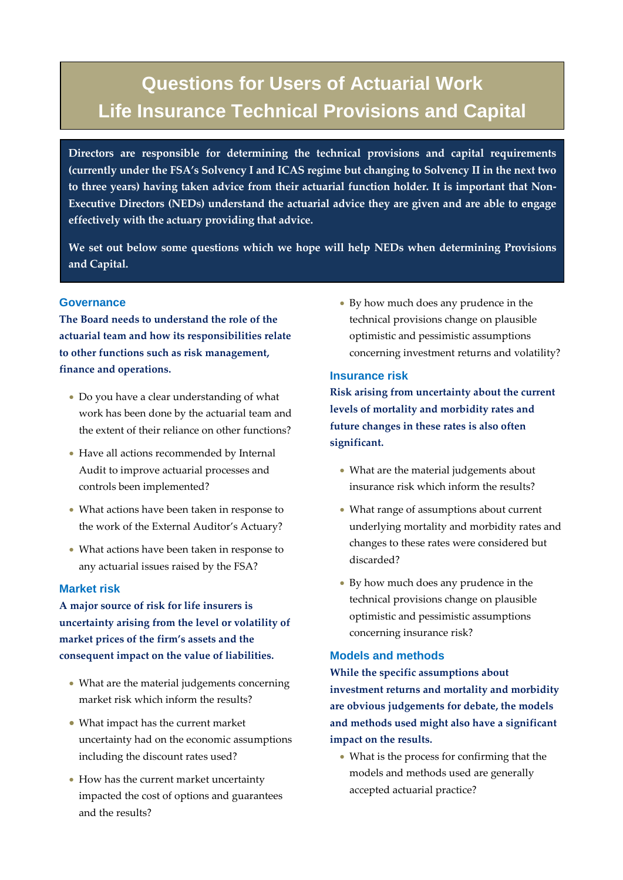# Questions for Users of Actuarial Work
# Life Insurance Technical Provisions and Capital

**Directors are responsible for determining the technical provisions and capital requirements (currently under the FSA's Solvency I and ICAS regime but changing to Solvency II in the next two to three years) having taken advice from their actuarial function holder. It is important that Non-Executive Directors (NEDs) understand the actuarial advice they are given and are able to engage effectively with the actuary providing that advice.**

**We set out below some questions which we hope will help NEDs when determining Provisions and Capital.**

## Governance

**The Board needs to understand the role of the actuarial team and how its responsibilities relate to other functions such as risk management, finance and operations.**

- Do you have a clear understanding of what work has been done by the actuarial team and the extent of their reliance on other functions?
- Have all actions recommended by Internal Audit to improve actuarial processes and controls been implemented?
- What actions have been taken in response to the work of the External Auditor's Actuary?
- What actions have been taken in response to any actuarial issues raised by the FSA?

## Market risk

**A major source of risk for life insurers is uncertainty arising from the level or volatility of market prices of the firm's assets and the consequent impact on the value of liabilities.**

- What are the material judgements concerning market risk which inform the results?
- What impact has the current market uncertainty had on the economic assumptions including the discount rates used?
- How has the current market uncertainty impacted the cost of options and guarantees and the results?
- By how much does any prudence in the technical provisions change on plausible optimistic and pessimistic assumptions concerning investment returns and volatility?

## Insurance risk

**Risk arising from uncertainty about the current levels of mortality and morbidity rates and future changes in these rates is also often significant.**

- What are the material judgements about insurance risk which inform the results?
- What range of assumptions about current underlying mortality and morbidity rates and changes to these rates were considered but discarded?
- By how much does any prudence in the technical provisions change on plausible optimistic and pessimistic assumptions concerning insurance risk?

## Models and methods

**While the specific assumptions about investment returns and mortality and morbidity are obvious judgements for debate, the models and methods used might also have a significant impact on the results.**

- What is the process for confirming that the models and methods used are generally accepted actuarial practice?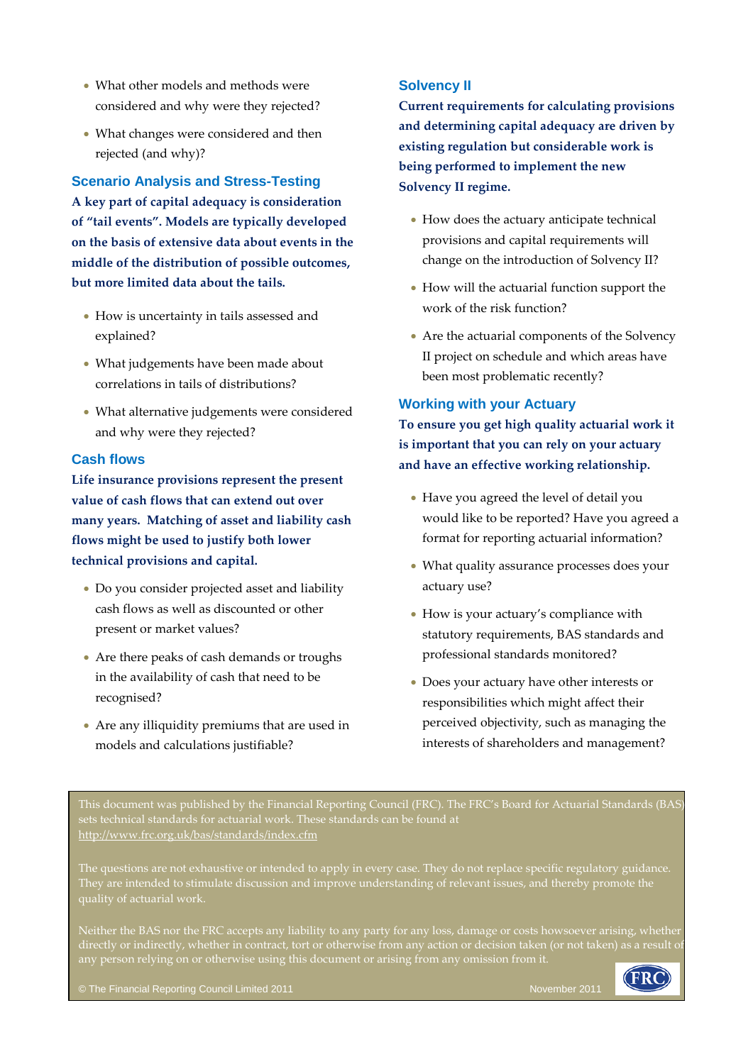- What other models and methods were considered and why were they rejected?
- What changes were considered and then rejected (and why)?

## Scenario Analysis and Stress-Testing

**A key part of capital adequacy is consideration of "tail events". Models are typically developed on the basis of extensive data about events in the middle of the distribution of possible outcomes, but more limited data about the tails.**

- How is uncertainty in tails assessed and explained?
- What judgements have been made about correlations in tails of distributions?
- What alternative judgements were considered and why were they rejected?

## Cash flows

**Life insurance provisions represent the present value of cash flows that can extend out over many years. Matching of asset and liability cash flows might be used to justify both lower technical provisions and capital.**

- Do you consider projected asset and liability cash flows as well as discounted or other present or market values?
- Are there peaks of cash demands or troughs in the availability of cash that need to be recognised?
- Are any illiquidity premiums that are used in models and calculations justifiable?

## Solvency II

**Current requirements for calculating provisions and determining capital adequacy are driven by existing regulation but considerable work is being performed to implement the new Solvency II regime.**

- How does the actuary anticipate technical provisions and capital requirements will change on the introduction of Solvency II?
- How will the actuarial function support the work of the risk function?
- Are the actuarial components of the Solvency II project on schedule and which areas have been most problematic recently?

## Working with your Actuary

**To ensure you get high quality actuarial work it is important that you can rely on your actuary and have an effective working relationship.**

- Have you agreed the level of detail you would like to be reported? Have you agreed a format for reporting actuarial information?
- What quality assurance processes does your actuary use?
- How is your actuary's compliance with statutory requirements, BAS standards and professional standards monitored?
- Does your actuary have other interests or responsibilities which might affect their perceived objectivity, such as managing the interests of shareholders and management?

This document was published by the Financial Reporting Council (FRC). The FRC's Board for Actuarial Standards (BAS) sets technical standards for actuarial work. These standards can be found at http://www.frc.org.uk/bas/standards/index.cfm

The questions are not exhaustive or intended to apply in every case. They do not replace specific regulatory guidance. They are intended to stimulate discussion and improve understanding of relevant issues, and thereby promote the quality of actuarial work.

Neither the BAS nor the FRC accepts any liability to any party for any loss, damage or costs howsoever arising, whether directly or indirectly, whether in contract, tort or otherwise from any action or decision taken (or not taken) as a result of any person relying on or otherwise using this document or arising from any omission from it.

© The Financial Reporting Council Limited 2011

November 2011

FRC